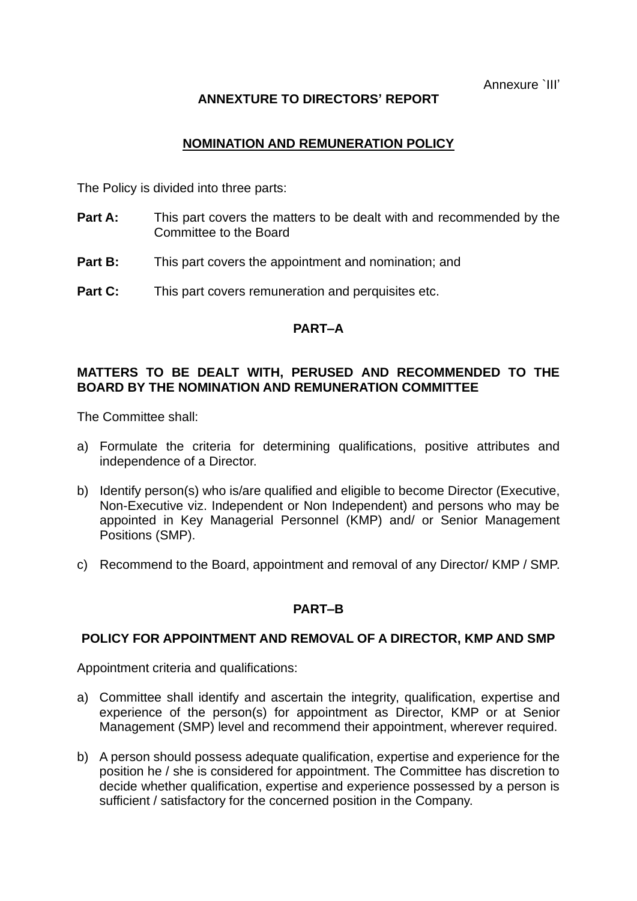Annexure `III'

# ANNEXTURE TO DIRECTORS' REPORT

## NOMINATION AND REMUNERATION POLICY

The Policy is divided into three parts:

**Part A:** This part covers the matters to be dealt with and recommended by the Committee to the Board

**Part B:** This part covers the appointment and nomination; and

**Part C:** This part covers remuneration and perquisites etc.

## PART–A

### MATTERS TO BE DEALT WITH, PERUSED AND RECOMMENDED TO THE BOARD BY THE NOMINATION AND REMUNERATION COMMITTEE

The Committee shall:

a) Formulate the criteria for determining qualifications, positive attributes and independence of a Director.

b) Identify person(s) who is/are qualified and eligible to become Director (Executive, Non-Executive viz. Independent or Non Independent) and persons who may be appointed in Key Managerial Personnel (KMP) and/ or Senior Management Positions (SMP).

c) Recommend to the Board, appointment and removal of any Director/ KMP / SMP.

## PART–B

### POLICY FOR APPOINTMENT AND REMOVAL OF A DIRECTOR, KMP AND SMP

Appointment criteria and qualifications:

a) Committee shall identify and ascertain the integrity, qualification, expertise and experience of the person(s) for appointment as Director, KMP or at Senior Management (SMP) level and recommend their appointment, wherever required.

b) A person should possess adequate qualification, expertise and experience for the position he / she is considered for appointment. The Committee has discretion to decide whether qualification, expertise and experience possessed by a person is sufficient / satisfactory for the concerned position in the Company.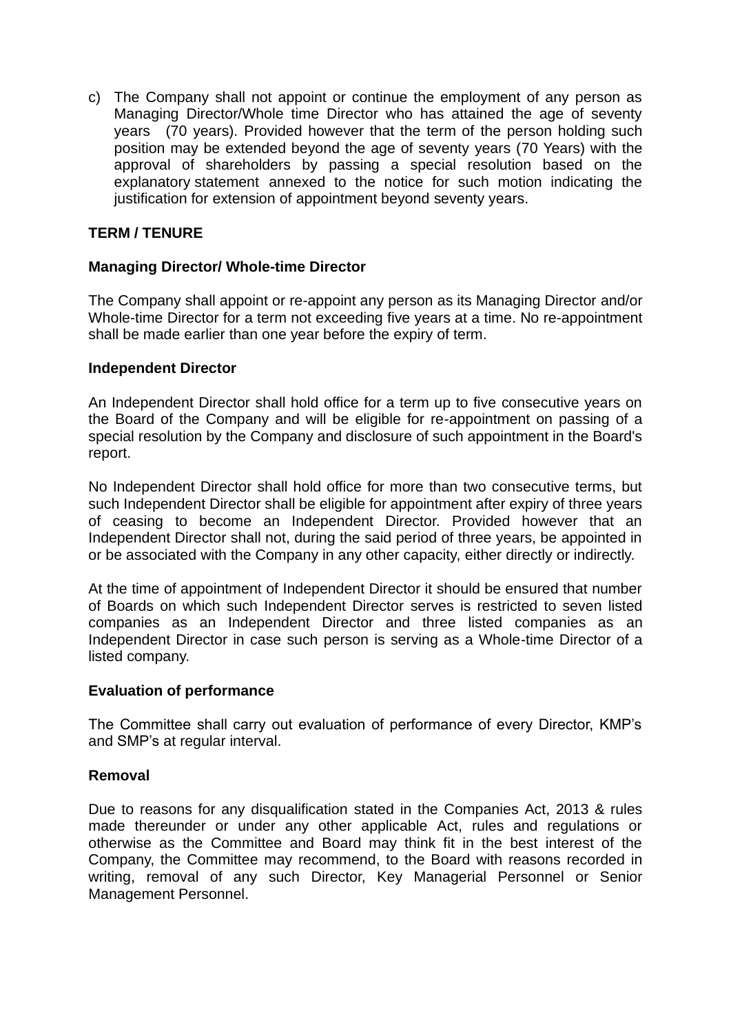c) The Company shall not appoint or continue the employment of any person as Managing Director/Whole time Director who has attained the age of seventy years (70 years). Provided however that the term of the person holding such position may be extended beyond the age of seventy years (70 Years) with the approval of shareholders by passing a special resolution based on the explanatory statement annexed to the notice for such motion indicating the justification for extension of appointment beyond seventy years.

**TERM / TENURE**

**Managing Director/ Whole-time Director**

The Company shall appoint or re-appoint any person as its Managing Director and/or Whole-time Director for a term not exceeding five years at a time. No re-appointment shall be made earlier than one year before the expiry of term.

**Independent Director**

An Independent Director shall hold office for a term up to five consecutive years on the Board of the Company and will be eligible for re-appointment on passing of a special resolution by the Company and disclosure of such appointment in the Board's report.

No Independent Director shall hold office for more than two consecutive terms, but such Independent Director shall be eligible for appointment after expiry of three years of ceasing to become an Independent Director. Provided however that an Independent Director shall not, during the said period of three years, be appointed in or be associated with the Company in any other capacity, either directly or indirectly.

At the time of appointment of Independent Director it should be ensured that number of Boards on which such Independent Director serves is restricted to seven listed companies as an Independent Director and three listed companies as an Independent Director in case such person is serving as a Whole-time Director of a listed company.

**Evaluation of performance**

The Committee shall carry out evaluation of performance of every Director, KMP's and SMP's at regular interval.

**Removal**

Due to reasons for any disqualification stated in the Companies Act, 2013 & rules made thereunder or under any other applicable Act, rules and regulations or otherwise as the Committee and Board may think fit in the best interest of the Company, the Committee may recommend, to the Board with reasons recorded in writing, removal of any such Director, Key Managerial Personnel or Senior Management Personnel.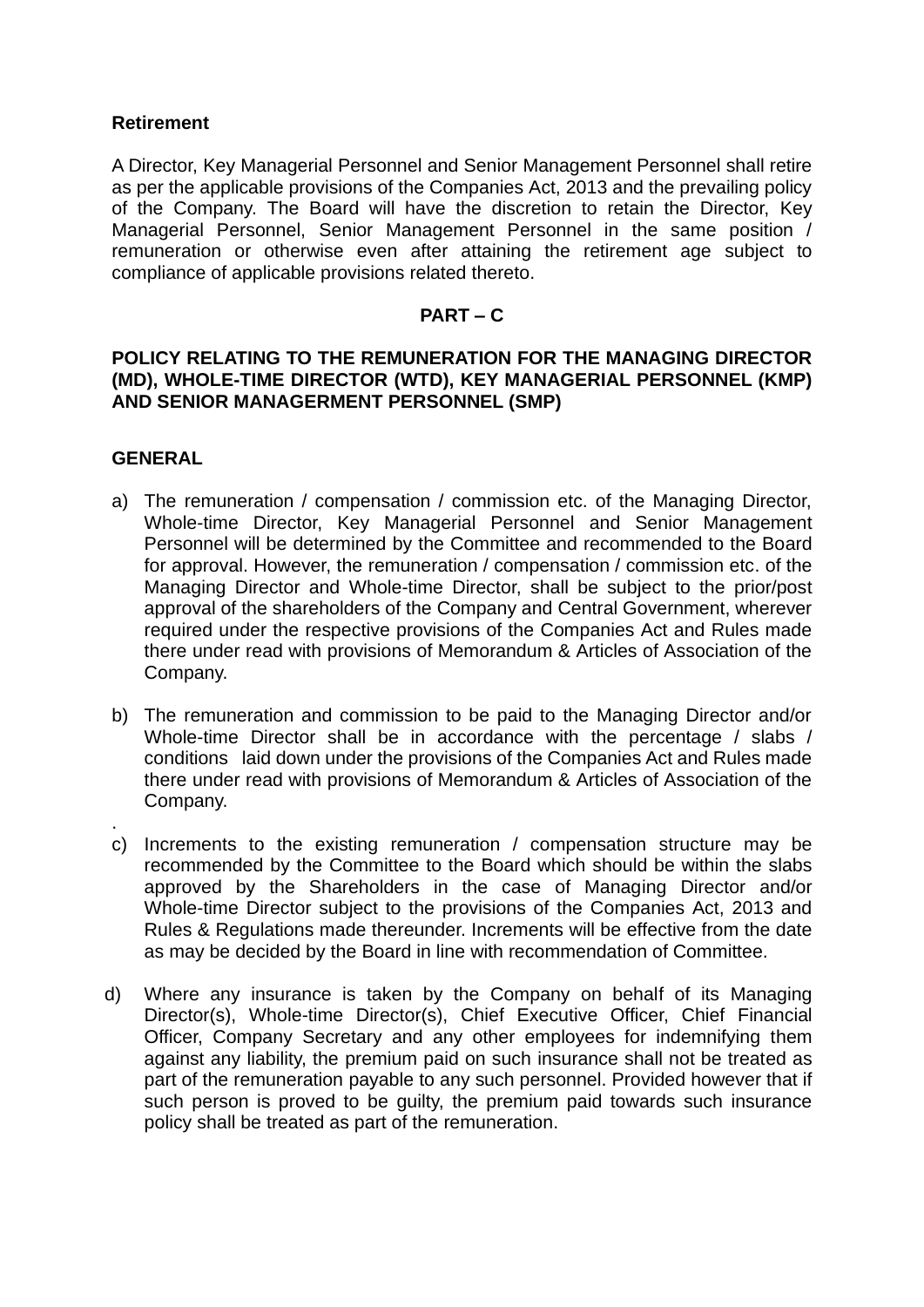**Retirement**

A Director, Key Managerial Personnel and Senior Management Personnel shall retire as per the applicable provisions of the Companies Act, 2013 and the prevailing policy of the Company. The Board will have the discretion to retain the Director, Key Managerial Personnel, Senior Management Personnel in the same position / remuneration or otherwise even after attaining the retirement age subject to compliance of applicable provisions related thereto.

## PART – C

## POLICY RELATING TO THE REMUNERATION FOR THE MANAGING DIRECTOR (MD), WHOLE-TIME DIRECTOR (WTD), KEY MANAGERIAL PERSONNEL (KMP) AND SENIOR MANAGERMENT PERSONNEL (SMP)

**GENERAL**

a) The remuneration / compensation / commission etc. of the Managing Director, Whole-time Director, Key Managerial Personnel and Senior Management Personnel will be determined by the Committee and recommended to the Board for approval. However, the remuneration / compensation / commission etc. of the Managing Director and Whole-time Director, shall be subject to the prior/post approval of the shareholders of the Company and Central Government, wherever required under the respective provisions of the Companies Act and Rules made there under read with provisions of Memorandum & Articles of Association of the Company.

b) The remuneration and commission to be paid to the Managing Director and/or Whole-time Director shall be in accordance with the percentage / slabs / conditions laid down under the provisions of the Companies Act and Rules made there under read with provisions of Memorandum & Articles of Association of the Company.

c) Increments to the existing remuneration / compensation structure may be recommended by the Committee to the Board which should be within the slabs approved by the Shareholders in the case of Managing Director and/or Whole-time Director subject to the provisions of the Companies Act, 2013 and Rules & Regulations made thereunder. Increments will be effective from the date as may be decided by the Board in line with recommendation of Committee.

d) Where any insurance is taken by the Company on behalf of its Managing Director(s), Whole-time Director(s), Chief Executive Officer, Chief Financial Officer, Company Secretary and any other employees for indemnifying them against any liability, the premium paid on such insurance shall not be treated as part of the remuneration payable to any such personnel. Provided however that if such person is proved to be guilty, the premium paid towards such insurance policy shall be treated as part of the remuneration.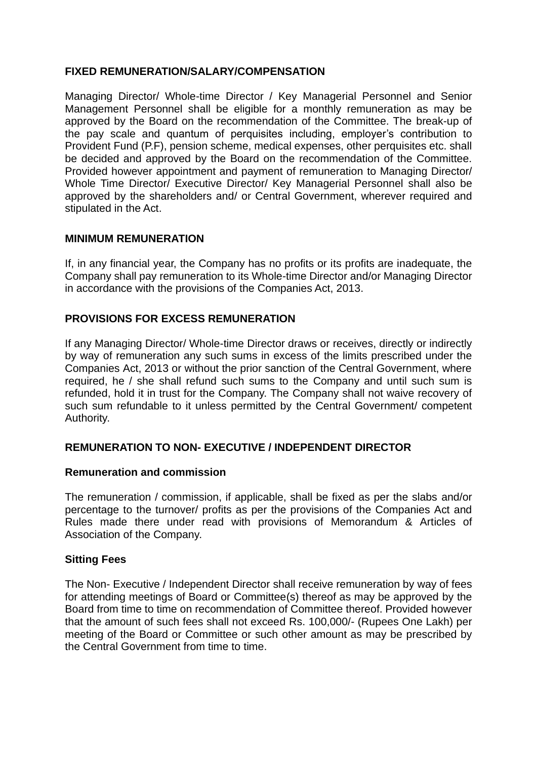## FIXED REMUNERATION/SALARY/COMPENSATION

Managing Director/ Whole-time Director / Key Managerial Personnel and Senior Management Personnel shall be eligible for a monthly remuneration as may be approved by the Board on the recommendation of the Committee. The break-up of the pay scale and quantum of perquisites including, employer's contribution to Provident Fund (P.F), pension scheme, medical expenses, other perquisites etc. shall be decided and approved by the Board on the recommendation of the Committee. Provided however appointment and payment of remuneration to Managing Director/ Whole Time Director/ Executive Director/ Key Managerial Personnel shall also be approved by the shareholders and/ or Central Government, wherever required and stipulated in the Act.

## MINIMUM REMUNERATION

If, in any financial year, the Company has no profits or its profits are inadequate, the Company shall pay remuneration to its Whole-time Director and/or Managing Director in accordance with the provisions of the Companies Act, 2013.

## PROVISIONS FOR EXCESS REMUNERATION

If any Managing Director/ Whole-time Director draws or receives, directly or indirectly by way of remuneration any such sums in excess of the limits prescribed under the Companies Act, 2013 or without the prior sanction of the Central Government, where required, he / she shall refund such sums to the Company and until such sum is refunded, hold it in trust for the Company. The Company shall not waive recovery of such sum refundable to it unless permitted by the Central Government/ competent Authority.

## REMUNERATION TO NON- EXECUTIVE / INDEPENDENT DIRECTOR

### Remuneration and commission

The remuneration / commission, if applicable, shall be fixed as per the slabs and/or percentage to the turnover/ profits as per the provisions of the Companies Act and Rules made there under read with provisions of Memorandum & Articles of Association of the Company.

### Sitting Fees

The Non- Executive / Independent Director shall receive remuneration by way of fees for attending meetings of Board or Committee(s) thereof as may be approved by the Board from time to time on recommendation of Committee thereof. Provided however that the amount of such fees shall not exceed Rs. 100,000/- (Rupees One Lakh) per meeting of the Board or Committee or such other amount as may be prescribed by the Central Government from time to time.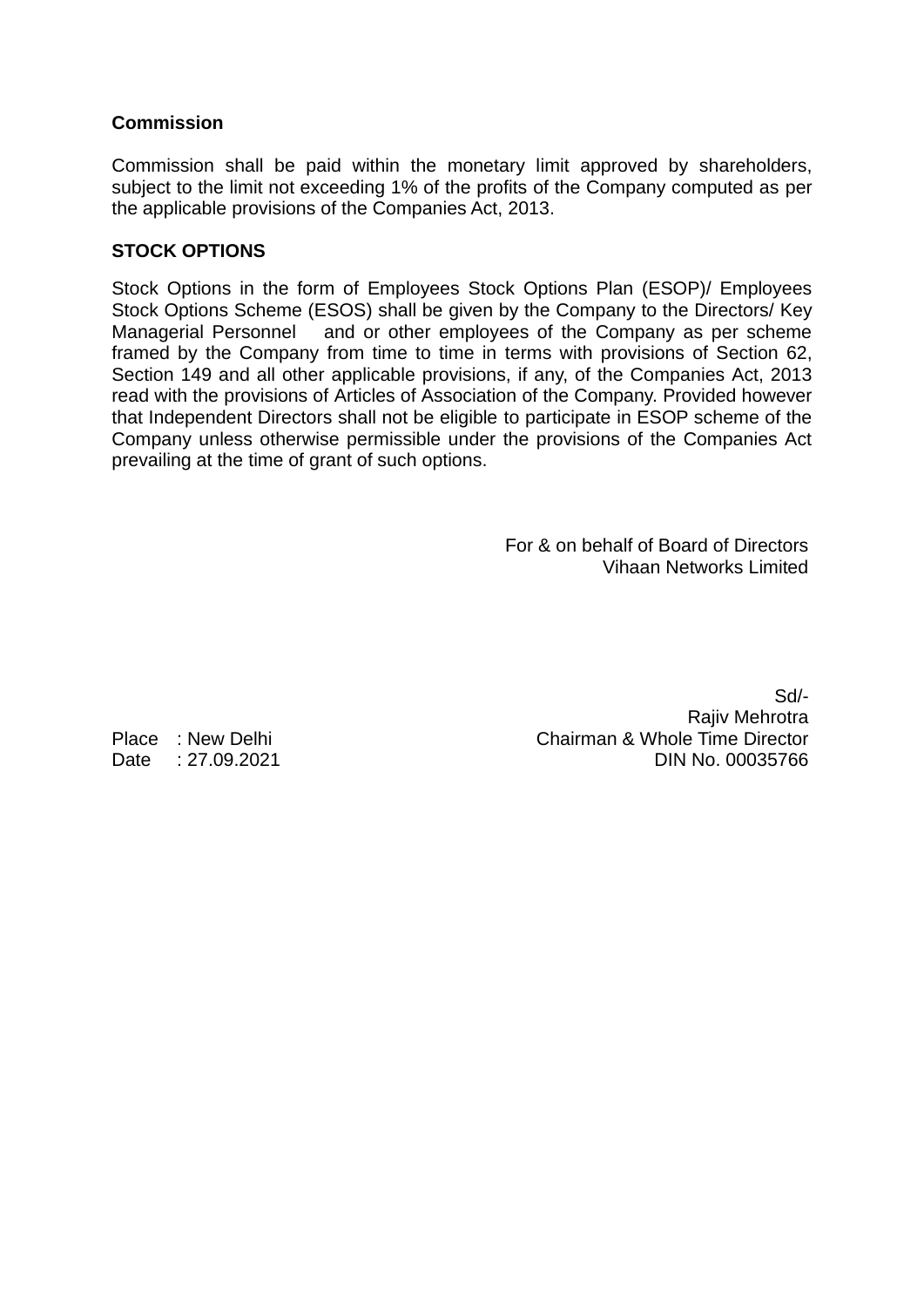**Commission**

Commission shall be paid within the monetary limit approved by shareholders, subject to the limit not exceeding 1% of the profits of the Company computed as per the applicable provisions of the Companies Act, 2013.

**STOCK OPTIONS**

Stock Options in the form of Employees Stock Options Plan (ESOP)/ Employees Stock Options Scheme (ESOS) shall be given by the Company to the Directors/ Key Managerial Personnel and or other employees of the Company as per scheme framed by the Company from time to time in terms with provisions of Section 62, Section 149 and all other applicable provisions, if any, of the Companies Act, 2013 read with the provisions of Articles of Association of the Company. Provided however that Independent Directors shall not be eligible to participate in ESOP scheme of the Company unless otherwise permissible under the provisions of the Companies Act prevailing at the time of grant of such options.

For & on behalf of Board of Directors
Vihaan Networks Limited

Sd/-
Rajiv Mehrotra
Chairman & Whole Time Director
DIN No. 00035766

Place : New Delhi
Date : 27.09.2021